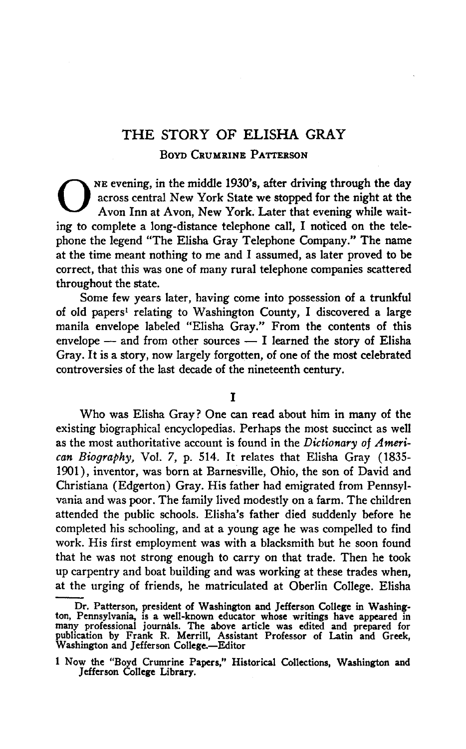# THE STORY OF ELISHA GRAY

BOYD CRUMRINE PATTERSON

ONE evening, in the middle 1930's, after driving through the day across central New York State we stopped for the night at the Avon Inn at Avon, New York. Later that evening while waiting to complete a long-distance telephone call, I noticed on the telephone the legend "The Elisha Gray Telephone Company." The name at the time meant nothing to me and I assumed, as later proved to be correct, that this was one of many rural telephone companies scattered throughout the state.

Some few years later, having come into possession of a trunkful of old papers[1] relating to Washington County, I discovered a large manila envelope labeled "Elisha Gray." From the contents of this envelope — and from other sources — I learned the story of Elisha Gray. It is a story, now largely forgotten, of one of the most celebrated controversies of the last decade of the nineteenth century.

## I

Who was Elisha Gray? One can read about him in many of the existing biographical encyclopedias. Perhaps the most succinct as well as the most authoritative account is found in the *Dictionary of American Biography*, Vol. 7, p. 514. It relates that Elisha Gray (1835-1901), inventor, was born at Barnesville, Ohio, the son of David and Christiana (Edgerton) Gray. His father had emigrated from Pennsylvania and was poor. The family lived modestly on a farm. The children attended the public schools. Elisha's father died suddenly before he completed his schooling, and at a young age he was compelled to find work. His first employment was with a blacksmith but he soon found that he was not strong enough to carry on that trade. Then he took up carpentry and boat building and was working at these trades when, at the urging of friends, he matriculated at Oberlin College. Elisha

Dr. Patterson, president of Washington and Jefferson College in Washington, Pennsylvania, is a well-known educator whose writings have appeared in many professional journals. The above article was edited and prepared for publication by Frank R. Merrill, Assistant Professor of Latin and Greek, Washington and Jefferson College.—Editor

1 Now the "Boyd Crumrine Papers," Historical Collections, Washington and Jefferson College Library.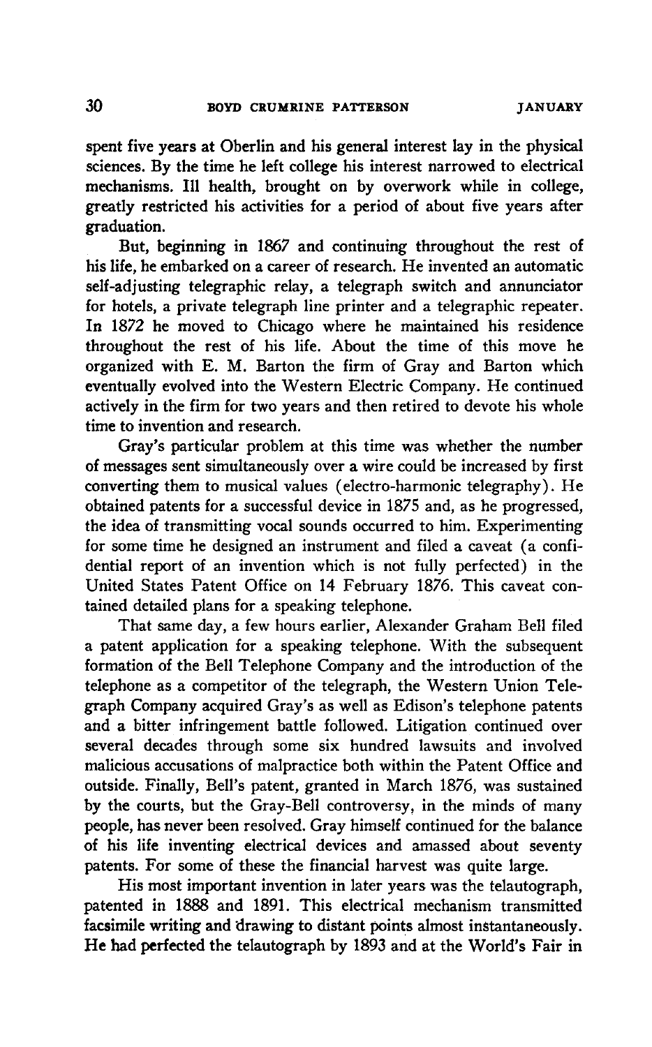spent five years at Oberlin and his general interest lay in the physical sciences. By the time he left college his interest narrowed to electrical mechanisms. Ill health, brought on by overwork while in college, greatly restricted his activities for a period of about five years after graduation.

But, beginning in 1867 and continuing throughout the rest of his life, he embarked on a career of research. He invented an automatic self-adjusting telegraphic relay, a telegraph switch and annunciator for hotels, a private telegraph line printer and a telegraphic repeater. In 1872 he moved to Chicago where he maintained his residence throughout the rest of his life. About the time of this move he organized with E. M. Barton the firm of Gray and Barton which eventually evolved into the Western Electric Company. He continued actively in the firm for two years and then retired to devote his whole time to invention and research.

Gray's particular problem at this time was whether the number of messages sent simultaneously over a wire could be increased by first converting them to musical values (electro-harmonic telegraphy). He obtained patents for a successful device in 1875 and, as he progressed, the idea of transmitting vocal sounds occurred to him. Experimenting for some time he designed an instrument and filed a caveat (a confidential report of an invention which is not fully perfected) in the United States Patent Office on 14 February 1876. This caveat contained detailed plans for a speaking telephone.

That same day, a few hours earlier, Alexander Graham Bell filed a patent application for a speaking telephone. With the subsequent formation of the Bell Telephone Company and the introduction of the telephone as a competitor of the telegraph, the Western Union Telegraph Company acquired Gray's as well as Edison's telephone patents and a bitter infringement battle followed. Litigation continued over several decades through some six hundred lawsuits and involved malicious accusations of malpractice both within the Patent Office and outside. Finally, Bell's patent, granted in March 1876, was sustained by the courts, but the Gray-Bell controversy, in the minds of many people, has never been resolved. Gray himself continued for the balance of his life inventing electrical devices and amassed about seventy patents. For some of these the financial harvest was quite large.

His most important invention in later years was the telautograph, patented in 1888 and 1891. This electrical mechanism transmitted facsimile writing and drawing to distant points almost instantaneously. He had perfected the telautograph by 1893 and at the World's Fair in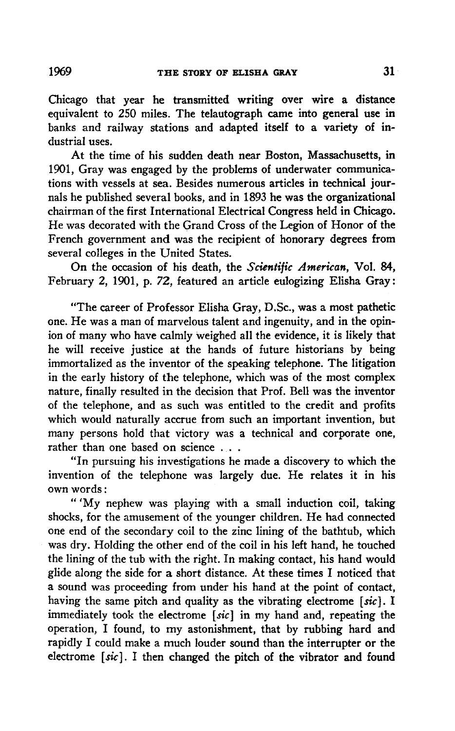Chicago that year he transmitted writing over wire a distance equivalent to 250 miles. The telautograph came into general use in banks and railway stations and adapted itself to a variety of industrial uses.

At the time of his sudden death near Boston, Massachusetts, in 1901, Gray was engaged by the problems of underwater communications with vessels at sea. Besides numerous articles in technical journals he published several books, and in 1893 he was the organizational chairman of the first International Electrical Congress held in Chicago. He was decorated with the Grand Cross of the Legion of Honor of the French government and was the recipient of honorary degrees from several colleges in the United States.

On the occasion of his death, the *Scientific American*, Vol. 84, February 2, 1901, p. 72, featured an article eulogizing Elisha Gray:

"The career of Professor Elisha Gray, D.Sc., was a most pathetic one. He was a man of marvelous talent and ingenuity, and in the opinion of many who have calmly weighed all the evidence, it is likely that he will receive justice at the hands of future historians by being immortalized as the inventor of the speaking telephone. The litigation in the early history of the telephone, which was of the most complex nature, finally resulted in the decision that Prof. Bell was the inventor of the telephone, and as such was entitled to the credit and profits which would naturally accrue from such an important invention, but many persons hold that victory was a technical and corporate one, rather than one based on science . . .

"In pursuing his investigations he made a discovery to which the invention of the telephone was largely due. He relates it in his own words:

" 'My nephew was playing with a small induction coil, taking shocks, for the amusement of the younger children. He had connected one end of the secondary coil to the zinc lining of the bathtub, which was dry. Holding the other end of the coil in his left hand, he touched the lining of the tub with the right. In making contact, his hand would glide along the side for a short distance. At these times I noticed that a sound was proceeding from under his hand at the point of contact, having the same pitch and quality as the vibrating electrome [*sic*]. I immediately took the electrome [*sic*] in my hand and, repeating the operation, I found, to my astonishment, that by rubbing hard and rapidly I could make a much louder sound than the interrupter or the electrome [*sic*]. I then changed the pitch of the vibrator and found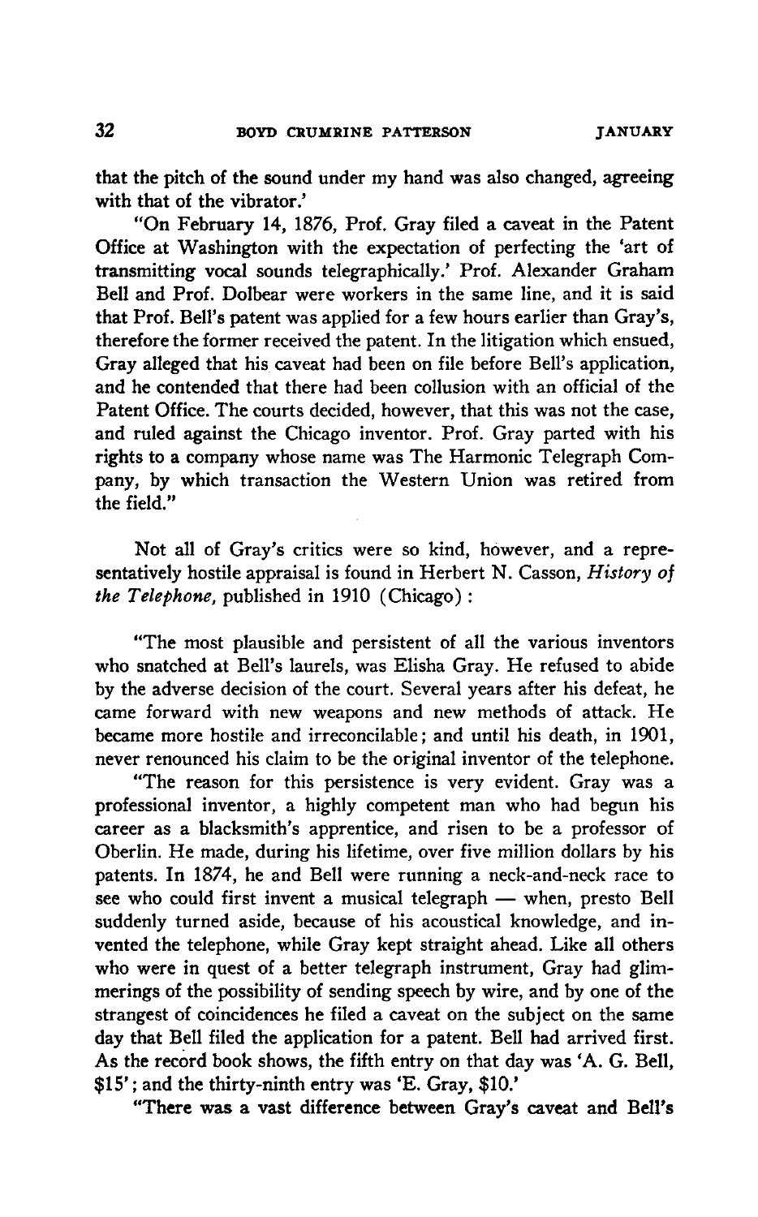that the pitch of the sound under my hand was also changed, agreeing with that of the vibrator.'

"On February 14, 1876, Prof. Gray filed a caveat in the Patent Office at Washington with the expectation of perfecting the 'art of transmitting vocal sounds telegraphically.' Prof. Alexander Graham Bell and Prof. Dolbear were workers in the same line, and it is said that Prof. Bell's patent was applied for a few hours earlier than Gray's, therefore the former received the patent. In the litigation which ensued, Gray alleged that his caveat had been on file before Bell's application, and he contended that there had been collusion with an official of the Patent Office. The courts decided, however, that this was not the case, and ruled against the Chicago inventor. Prof. Gray parted with his rights to a company whose name was The Harmonic Telegraph Company, by which transaction the Western Union was retired from the field."

Not all of Gray's critics were so kind, however, and a representatively hostile appraisal is found in Herbert N. Casson, *History of the Telephone,* published in 1910 (Chicago):

"The most plausible and persistent of all the various inventors who snatched at Bell's laurels, was Elisha Gray. He refused to abide by the adverse decision of the court. Several years after his defeat, he came forward with new weapons and new methods of attack. He became more hostile and irreconcilable; and until his death, in 1901, never renounced his claim to be the original inventor of the telephone.

"The reason for this persistence is very evident. Gray was a professional inventor, a highly competent man who had begun his career as a blacksmith's apprentice, and risen to be a professor of Oberlin. He made, during his lifetime, over five million dollars by his patents. In 1874, he and Bell were running a neck-and-neck race to see who could first invent a musical telegraph — when, presto Bell suddenly turned aside, because of his acoustical knowledge, and invented the telephone, while Gray kept straight ahead. Like all others who were in quest of a better telegraph instrument, Gray had glimmerings of the possibility of sending speech by wire, and by one of the strangest of coincidences he filed a caveat on the subject on the same day that Bell filed the application for a patent. Bell had arrived first. As the record book shows, the fifth entry on that day was 'A. G. Bell, \$15'; and the thirty-ninth entry was 'E. Gray, \$10.'

"There was a vast difference between Gray's caveat and Bell's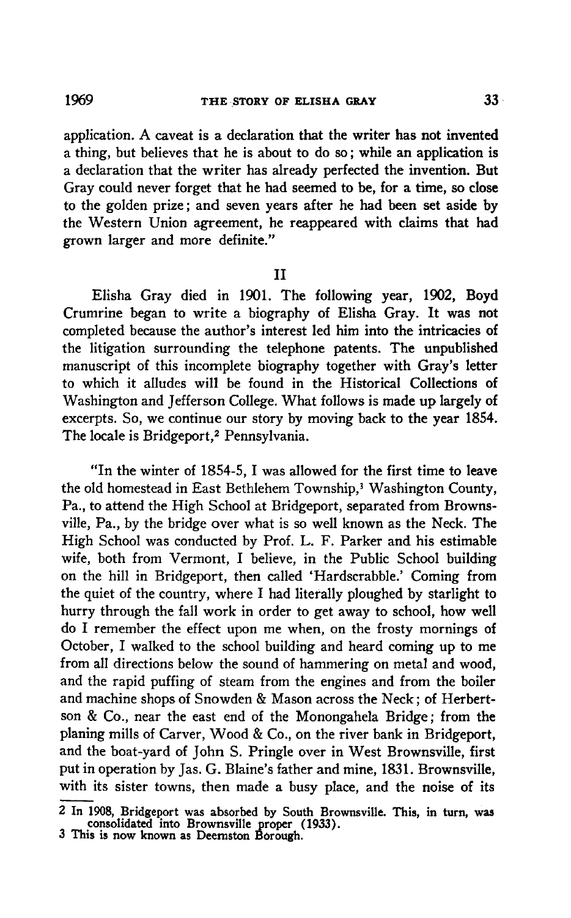application. A caveat is a declaration that the writer has not invented a thing, but believes that he is about to do so; while an application is a declaration that the writer has already perfected the invention. But Gray could never forget that he had seemed to be, for a time, so close to the golden prize; and seven years after he had been set aside by the Western Union agreement, he reappeared with claims that had grown larger and more definite."

## II

Elisha Gray died in 1901. The following year, 1902, Boyd Crumrine began to write a biography of Elisha Gray. It was not completed because the author's interest led him into the intricacies of the litigation surrounding the telephone patents. The unpublished manuscript of this incomplete biography together with Gray's letter to which it alludes will be found in the Historical Collections of Washington and Jefferson College. What follows is made up largely of excerpts. So, we continue our story by moving back to the year 1854. The locale is Bridgeport,[2] Pennsylvania.

"In the winter of 1854-5, I was allowed for the first time to leave the old homestead in East Bethlehem Township,[3] Washington County, Pa., to attend the High School at Bridgeport, separated from Brownsville, Pa., by the bridge over what is so well known as the Neck. The High School was conducted by Prof. L. F. Parker and his estimable wife, both from Vermont, I believe, in the Public School building on the hill in Bridgeport, then called 'Hardscrabble.' Coming from the quiet of the country, where I had literally ploughed by starlight to hurry through the fall work in order to get away to school, how well do I remember the effect upon me when, on the frosty mornings of October, I walked to the school building and heard coming up to me from all directions below the sound of hammering on metal and wood, and the rapid puffing of steam from the engines and from the boiler and machine shops of Snowden & Mason across the Neck; of Herbertson & Co., near the east end of the Monongahela Bridge; from the planing mills of Carver, Wood & Co., on the river bank in Bridgeport, and the boat-yard of John S. Pringle over in West Brownsville, first put in operation by Jas. G. Blaine's father and mine, 1831. Brownsville, with its sister towns, then made a busy place, and the noise of its

---

[2] In 1908, Bridgeport was absorbed by South Brownsville. This, in turn, was consolidated into Brownsville proper (1933).

[3] This is now known as Deemston Borough.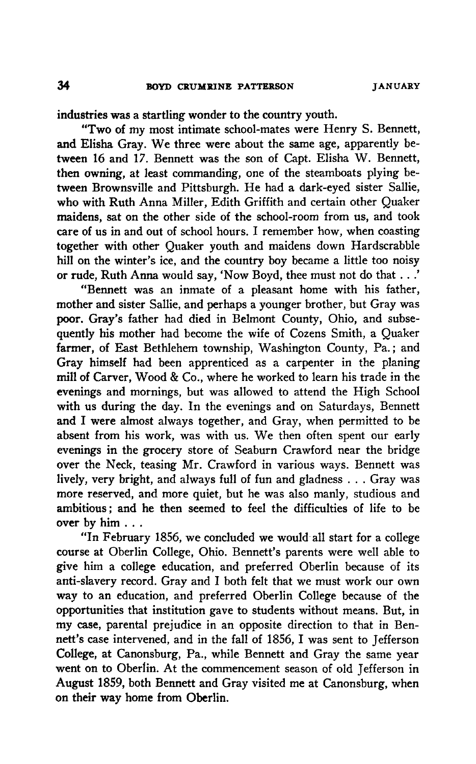industries was a startling wonder to the country youth.

"Two of my most intimate school-mates were Henry S. Bennett, and Elisha Gray. We three were about the same age, apparently between 16 and 17. Bennett was the son of Capt. Elisha W. Bennett, then owning, at least commanding, one of the steamboats plying between Brownsville and Pittsburgh. He had a dark-eyed sister Sallie, who with Ruth Anna Miller, Edith Griffith and certain other Quaker maidens, sat on the other side of the school-room from us, and took care of us in and out of school hours. I remember how, when coasting together with other Quaker youth and maidens down Hardscrabble hill on the winter's ice, and the country boy became a little too noisy or rude, Ruth Anna would say, 'Now Boyd, thee must not do that . . .'

"Bennett was an inmate of a pleasant home with his father, mother and sister Sallie, and perhaps a younger brother, but Gray was poor. Gray's father had died in Belmont County, Ohio, and subsequently his mother had become the wife of Cozens Smith, a Quaker farmer, of East Bethlehem township, Washington County, Pa.; and Gray himself had been apprenticed as a carpenter in the planing mill of Carver, Wood & Co., where he worked to learn his trade in the evenings and mornings, but was allowed to attend the High School with us during the day. In the evenings and on Saturdays, Bennett and I were almost always together, and Gray, when permitted to be absent from his work, was with us. We then often spent our early evenings in the grocery store of Seaburn Crawford near the bridge over the Neck, teasing Mr. Crawford in various ways. Bennett was lively, very bright, and always full of fun and gladness . . . Gray was more reserved, and more quiet, but he was also manly, studious and ambitious; and he then seemed to feel the difficulties of life to be over by him . . .

"In February 1856, we concluded we would all start for a college course at Oberlin College, Ohio. Bennett's parents were well able to give him a college education, and preferred Oberlin because of its anti-slavery record. Gray and I both felt that we must work our own way to an education, and preferred Oberlin College because of the opportunities that institution gave to students without means. But, in my case, parental prejudice in an opposite direction to that in Bennett's case intervened, and in the fall of 1856, I was sent to Jefferson College, at Canonsburg, Pa., while Bennett and Gray the same year went on to Oberlin. At the commencement season of old Jefferson in August 1859, both Bennett and Gray visited me at Canonsburg, when on their way home from Oberlin.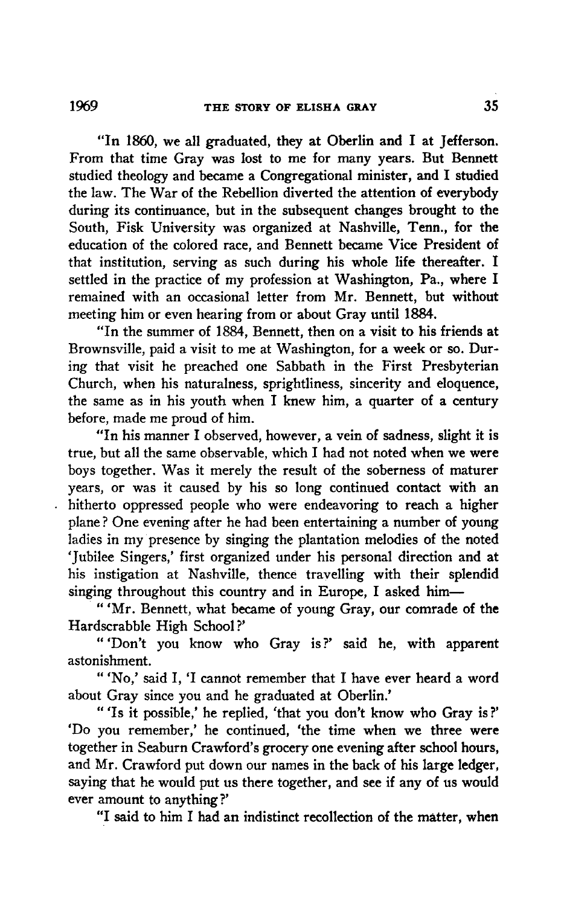"In 1860, we all graduated, they at Oberlin and I at Jefferson. From that time Gray was lost to me for many years. But Bennett studied theology and became a Congregational minister, and I studied the law. The War of the Rebellion diverted the attention of everybody during its continuance, but in the subsequent changes brought to the South, Fisk University was organized at Nashville, Tenn., for the education of the colored race, and Bennett became Vice President of that institution, serving as such during his whole life thereafter. I settled in the practice of my profession at Washington, Pa., where I remained with an occasional letter from Mr. Bennett, but without meeting him or even hearing from or about Gray until 1884.

"In the summer of 1884, Bennett, then on a visit to his friends at Brownsville, paid a visit to me at Washington, for a week or so. During that visit he preached one Sabbath in the First Presbyterian Church, when his naturalness, sprightliness, sincerity and eloquence, the same as in his youth when I knew him, a quarter of a century before, made me proud of him.

"In his manner I observed, however, a vein of sadness, slight it is true, but all the same observable, which I had not noted when we were boys together. Was it merely the result of the soberness of maturer years, or was it caused by his so long continued contact with an hitherto oppressed people who were endeavoring to reach a higher plane? One evening after he had been entertaining a number of young ladies in my presence by singing the plantation melodies of the noted 'Jubilee Singers,' first organized under his personal direction and at his instigation at Nashville, thence travelling with their splendid singing throughout this country and in Europe, I asked him—

"'Mr. Bennett, what became of young Gray, our comrade of the Hardscrabble High School?'

"'Don't you know who Gray is?' said he, with apparent astonishment.

"'No,' said I, 'I cannot remember that I have ever heard a word about Gray since you and he graduated at Oberlin.'

"'Is it possible,' he replied, 'that you don't know who Gray is?' 'Do you remember,' he continued, 'the time when we three were together in Seaburn Crawford's grocery one evening after school hours, and Mr. Crawford put down our names in the back of his large ledger, saying that he would put us there together, and see if any of us would ever amount to anything?'

"I said to him I had an indistinct recollection of the matter, when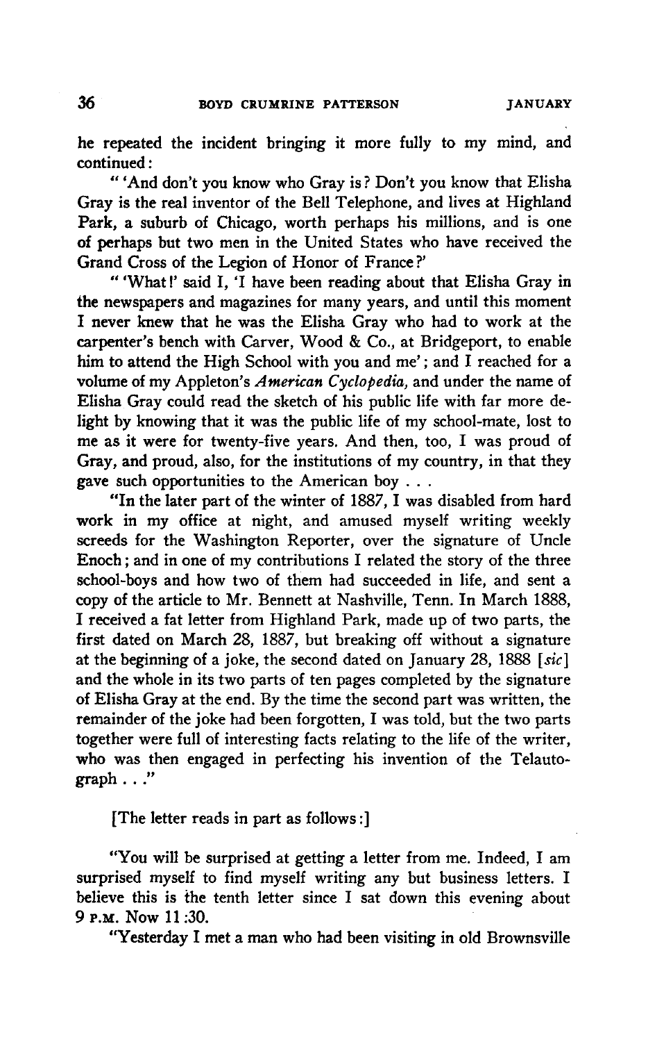he repeated the incident bringing it more fully to my mind, and continued:

" 'And don't you know who Gray is? Don't you know that Elisha Gray is the real inventor of the Bell Telephone, and lives at Highland Park, a suburb of Chicago, worth perhaps his millions, and is one of perhaps but two men in the United States who have received the Grand Cross of the Legion of Honor of France?'

" 'What!' said I, 'I have been reading about that Elisha Gray in the newspapers and magazines for many years, and until this moment I never knew that he was the Elisha Gray who had to work at the carpenter's bench with Carver, Wood & Co., at Bridgeport, to enable him to attend the High School with you and me'; and I reached for a volume of my Appleton's *American Cyclopedia,* and under the name of Elisha Gray could read the sketch of his public life with far more delight by knowing that it was the public life of my school-mate, lost to me as it were for twenty-five years. And then, too, I was proud of Gray, and proud, also, for the institutions of my country, in that they gave such opportunities to the American boy . . .

"In the later part of the winter of 1887, I was disabled from hard work in my office at night, and amused myself writing weekly screeds for the Washington Reporter, over the signature of Uncle Enoch; and in one of my contributions I related the story of the three school-boys and how two of them had succeeded in life, and sent a copy of the article to Mr. Bennett at Nashville, Tenn. In March 1888, I received a fat letter from Highland Park, made up of two parts, the first dated on March 28, 1887, but breaking off without a signature at the beginning of a joke, the second dated on January 28, 1888 [*sic*] and the whole in its two parts of ten pages completed by the signature of Elisha Gray at the end. By the time the second part was written, the remainder of the joke had been forgotten, I was told, but the two parts together were full of interesting facts relating to the life of the writer, who was then engaged in perfecting his invention of the Telautograph . . ."

[The letter reads in part as follows:]

"You will be surprised at getting a letter from me. Indeed, I am surprised myself to find myself writing any but business letters. I believe this is the tenth letter since I sat down this evening about 9 P.M. Now 11:30.

"Yesterday I met a man who had been visiting in old Brownsville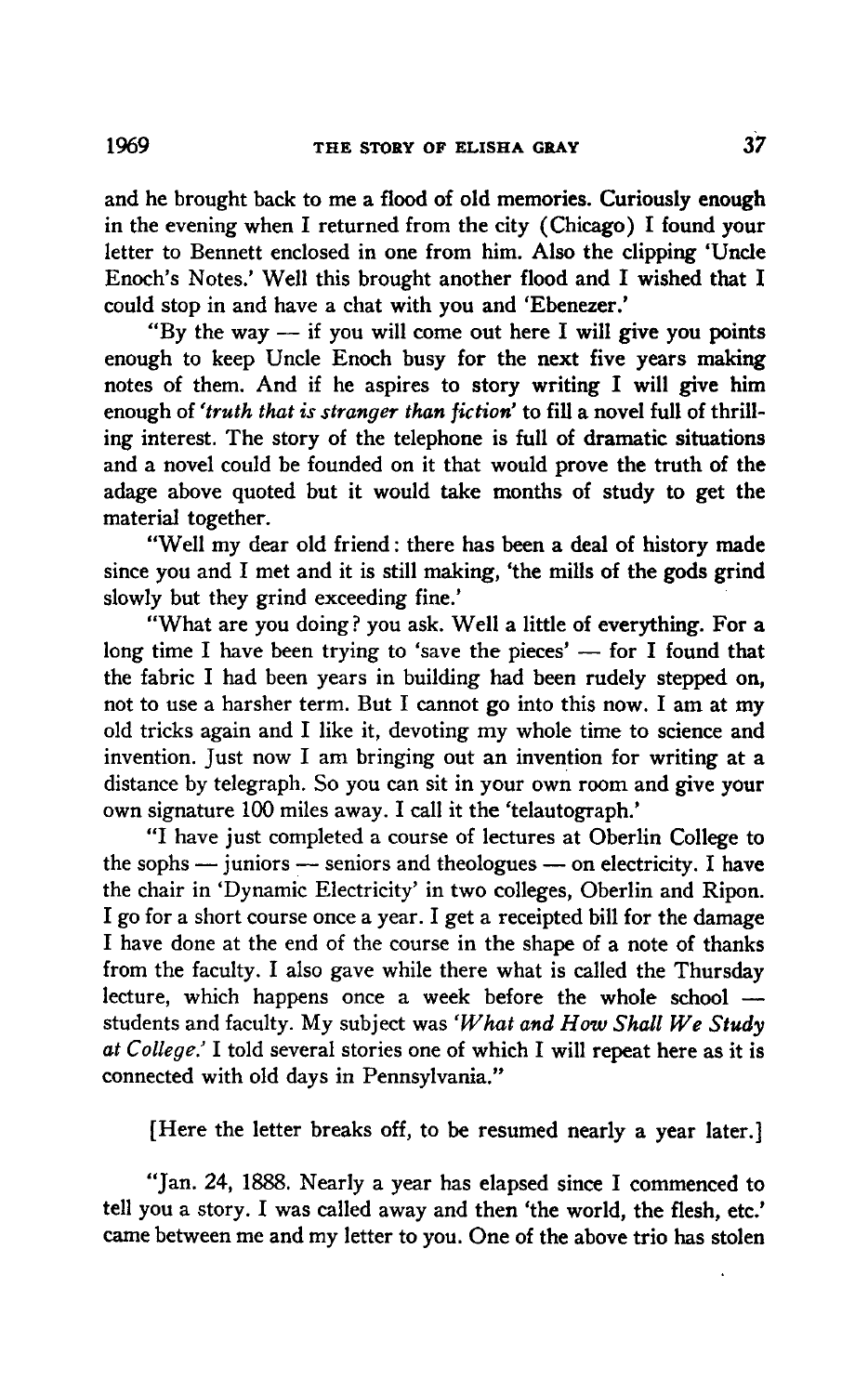and he brought back to me a flood of old memories. Curiously enough in the evening when I returned from the city (Chicago) I found your letter to Bennett enclosed in one from him. Also the clipping 'Uncle Enoch's Notes.' Well this brought another flood and I wished that I could stop in and have a chat with you and 'Ebenezer.'

"By the way — if you will come out here I will give you points enough to keep Uncle Enoch busy for the next five years making notes of them. And if he aspires to story writing I will give him enough of *'truth that is stranger than fiction'* to fill a novel full of thrilling interest. The story of the telephone is full of dramatic situations and a novel could be founded on it that would prove the truth of the adage above quoted but it would take months of study to get the material together.

"Well my dear old friend: there has been a deal of history made since you and I met and it is still making, 'the mills of the gods grind slowly but they grind exceeding fine.'

"What are you doing? you ask. Well a little of everything. For a long time I have been trying to 'save the pieces' — for I found that the fabric I had been years in building had been rudely stepped on, not to use a harsher term. But I cannot go into this now. I am at my old tricks again and I like it, devoting my whole time to science and invention. Just now I am bringing out an invention for writing at a distance by telegraph. So you can sit in your own room and give your own signature 100 miles away. I call it the 'telautograph.'

"I have just completed a course of lectures at Oberlin College to the sophs — juniors — seniors and theologues — on electricity. I have the chair in 'Dynamic Electricity' in two colleges, Oberlin and Ripon. I go for a short course once a year. I get a receipted bill for the damage I have done at the end of the course in the shape of a note of thanks from the faculty. I also gave while there what is called the Thursday lecture, which happens once a week before the whole school — students and faculty. My subject was *'What and How Shall We Study at College.'* I told several stories one of which I will repeat here as it is connected with old days in Pennsylvania."

[Here the letter breaks off, to be resumed nearly a year later.]

"Jan. 24, 1888. Nearly a year has elapsed since I commenced to tell you a story. I was called away and then 'the world, the flesh, etc.' came between me and my letter to you. One of the above trio has stolen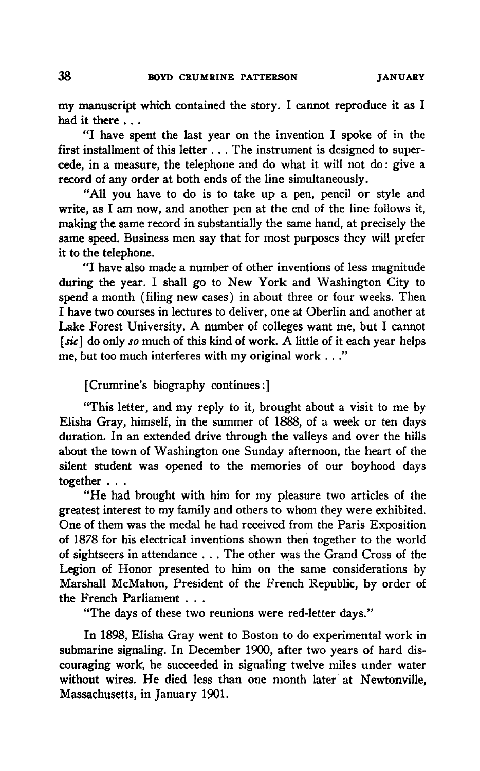my manuscript which contained the story. I cannot reproduce it as I had it there . . .

"I have spent the last year on the invention I spoke of in the first installment of this letter . . . The instrument is designed to supercede, in a measure, the telephone and do what it will not do: give a record of any order at both ends of the line simultaneously.

"All you have to do is to take up a pen, pencil or style and write, as I am now, and another pen at the end of the line follows it, making the same record in substantially the same hand, at precisely the same speed. Business men say that for most purposes they will prefer it to the telephone.

"I have also made a number of other inventions of less magnitude during the year. I shall go to New York and Washington City to spend a month (filing new cases) in about three or four weeks. Then I have two courses in lectures to deliver, one at Oberlin and another at Lake Forest University. A number of colleges want me, but I cannot [*sic*] do only *so* much of this kind of work. A little of it each year helps me, but too much interferes with my original work . . ."

[Crumrine's biography continues:]

"This letter, and my reply to it, brought about a visit to me by Elisha Gray, himself, in the summer of 1888, of a week or ten days duration. In an extended drive through the valleys and over the hills about the town of Washington one Sunday afternoon, the heart of the silent student was opened to the memories of our boyhood days together . . .

"He had brought with him for my pleasure two articles of the greatest interest to my family and others to whom they were exhibited. One of them was the medal he had received from the Paris Exposition of 1878 for his electrical inventions shown then together to the world of sightseers in attendance . . . The other was the Grand Cross of the Legion of Honor presented to him on the same considerations by Marshall McMahon, President of the French Republic, by order of the French Parliament . . .

"The days of these two reunions were red-letter days."

In 1898, Elisha Gray went to Boston to do experimental work in submarine signaling. In December 1900, after two years of hard discouraging work, he succeeded in signaling twelve miles under water without wires. He died less than one month later at Newtonville, Massachusetts, in January 1901.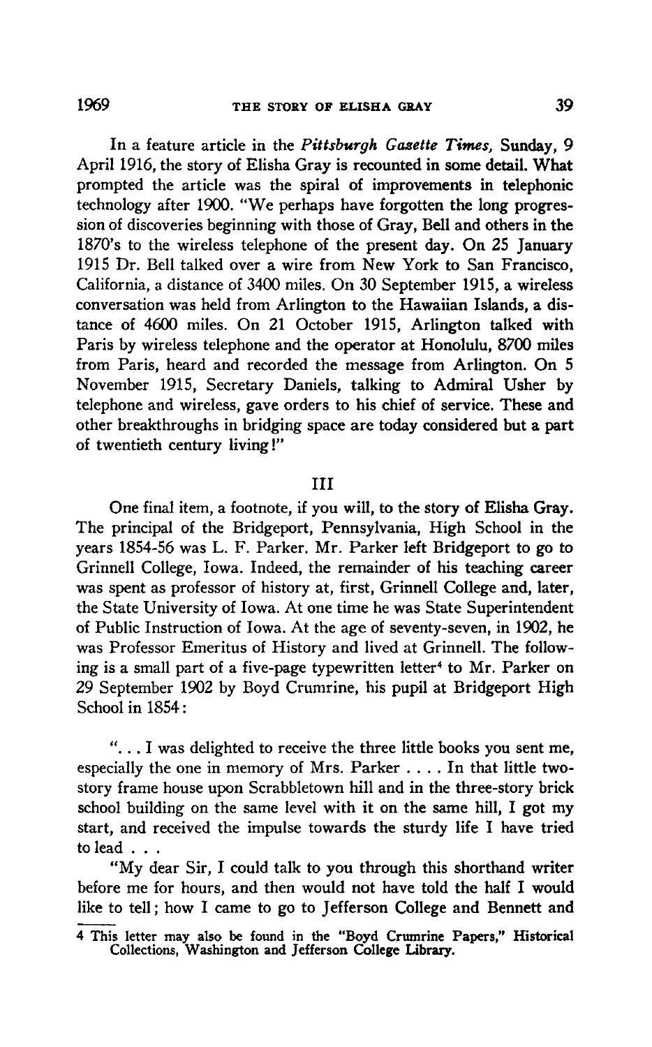In a feature article in the *Pittsburgh Gazette Times*, Sunday, 9 April 1916, the story of Elisha Gray is recounted in some detail. What prompted the article was the spiral of improvements in telephonic technology after 1900. "We perhaps have forgotten the long progression of discoveries beginning with those of Gray, Bell and others in the 1870's to the wireless telephone of the present day. On 25 January 1915 Dr. Bell talked over a wire from New York to San Francisco, California, a distance of 3400 miles. On 30 September 1915, a wireless conversation was held from Arlington to the Hawaiian Islands, a distance of 4600 miles. On 21 October 1915, Arlington talked with Paris by wireless telephone and the operator at Honolulu, 8700 miles from Paris, heard and recorded the message from Arlington. On 5 November 1915, Secretary Daniels, talking to Admiral Usher by telephone and wireless, gave orders to his chief of service. These and other breakthroughs in bridging space are today considered but a part of twentieth century living!"

## III

One final item, a footnote, if you will, to the story of Elisha Gray. The principal of the Bridgeport, Pennsylvania, High School in the years 1854-56 was L. F. Parker. Mr. Parker left Bridgeport to go to Grinnell College, Iowa. Indeed, the remainder of his teaching career was spent as professor of history at, first, Grinnell College and, later, the State University of Iowa. At one time he was State Superintendent of Public Instruction of Iowa. At the age of seventy-seven, in 1902, he was Professor Emeritus of History and lived at Grinnell. The following is a small part of a five-page typewritten letter[4] to Mr. Parker on 29 September 1902 by Boyd Crumrine, his pupil at Bridgeport High School in 1854:

> ". . . I was delighted to receive the three little books you sent me, especially the one in memory of Mrs. Parker . . . . In that little two-story frame house upon Scrabbletown hill and in the three-story brick school building on the same level with it on the same hill, I got my start, and received the impulse towards the sturdy life I have tried to lead . . .
>
> "My dear Sir, I could talk to you through this shorthand writer before me for hours, and then would not have told the half I would like to tell; how I came to go to Jefferson College and Bennett and

[4] This letter may also be found in the "Boyd Crumrine Papers," Historical Collections, Washington and Jefferson College Library.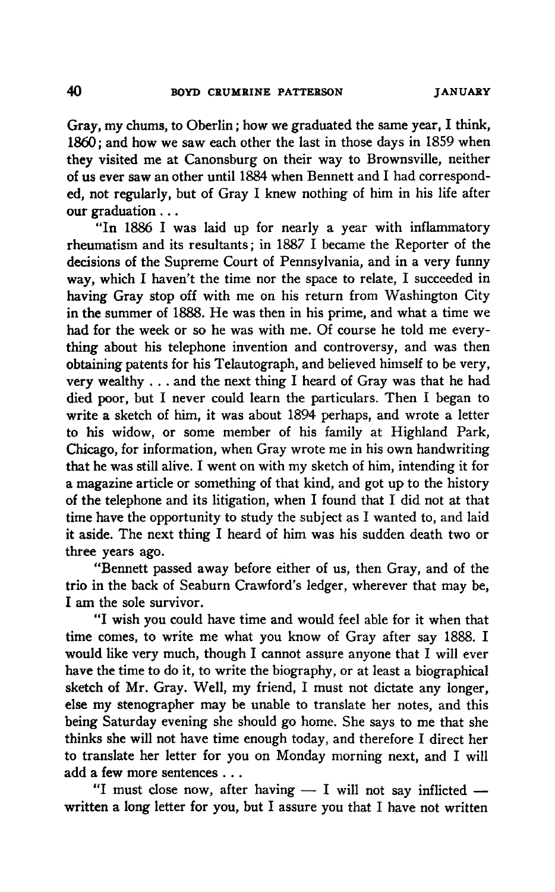Gray, my chums, to Oberlin; how we graduated the same year, I think, 1860; and how we saw each other the last in those days in 1859 when they visited me at Canonsburg on their way to Brownsville, neither of us ever saw an other until 1884 when Bennett and I had corresponded, not regularly, but of Gray I knew nothing of him in his life after our graduation . . .

"In 1886 I was laid up for nearly a year with inflammatory rheumatism and its resultants; in 1887 I became the Reporter of the decisions of the Supreme Court of Pennsylvania, and in a very funny way, which I haven't the time nor the space to relate, I succeeded in having Gray stop off with me on his return from Washington City in the summer of 1888. He was then in his prime, and what a time we had for the week or so he was with me. Of course he told me everything about his telephone invention and controversy, and was then obtaining patents for his Telautograph, and believed himself to be very, very wealthy . . . and the next thing I heard of Gray was that he had died poor, but I never could learn the particulars. Then I began to write a sketch of him, it was about 1894 perhaps, and wrote a letter to his widow, or some member of his family at Highland Park, Chicago, for information, when Gray wrote me in his own handwriting that he was still alive. I went on with my sketch of him, intending it for a magazine article or something of that kind, and got up to the history of the telephone and its litigation, when I found that I did not at that time have the opportunity to study the subject as I wanted to, and laid it aside. The next thing I heard of him was his sudden death two or three years ago.

"Bennett passed away before either of us, then Gray, and of the trio in the back of Seaburn Crawford's ledger, wherever that may be, I am the sole survivor.

"I wish you could have time and would feel able for it when that time comes, to write me what you know of Gray after say 1888. I would like very much, though I cannot assure anyone that I will ever have the time to do it, to write the biography, or at least a biographical sketch of Mr. Gray. Well, my friend, I must not dictate any longer, else my stenographer may be unable to translate her notes, and this being Saturday evening she should go home. She says to me that she thinks she will not have time enough today, and therefore I direct her to translate her letter for you on Monday morning next, and I will add a few more sentences . . .

"I must close now, after having — I will not say inflicted — written a long letter for you, but I assure you that I have not written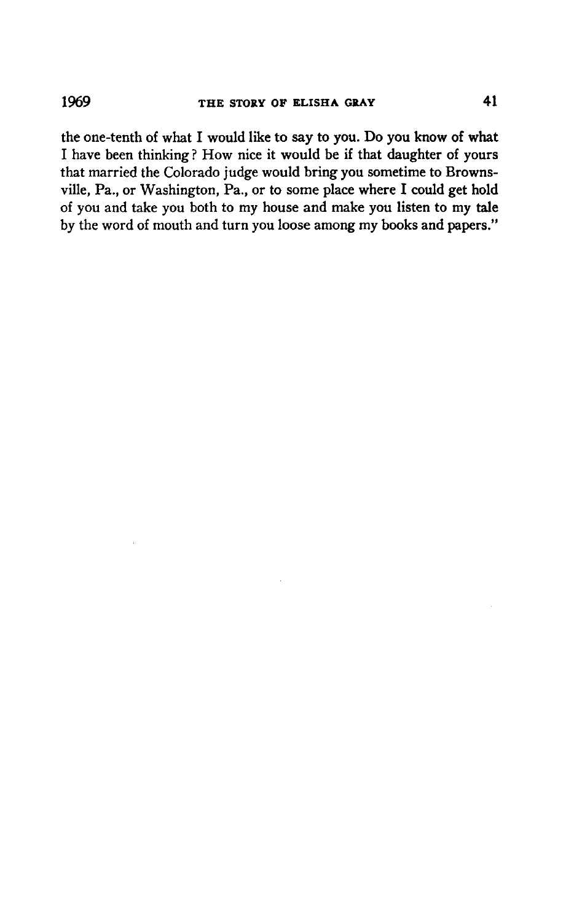the one-tenth of what I would like to say to you. Do you know of what I have been thinking? How nice it would be if that daughter of yours that married the Colorado judge would bring you sometime to Brownsville, Pa., or Washington, Pa., or to some place where I could get hold of you and take you both to my house and make you listen to my tale by the word of mouth and turn you loose among my books and papers."